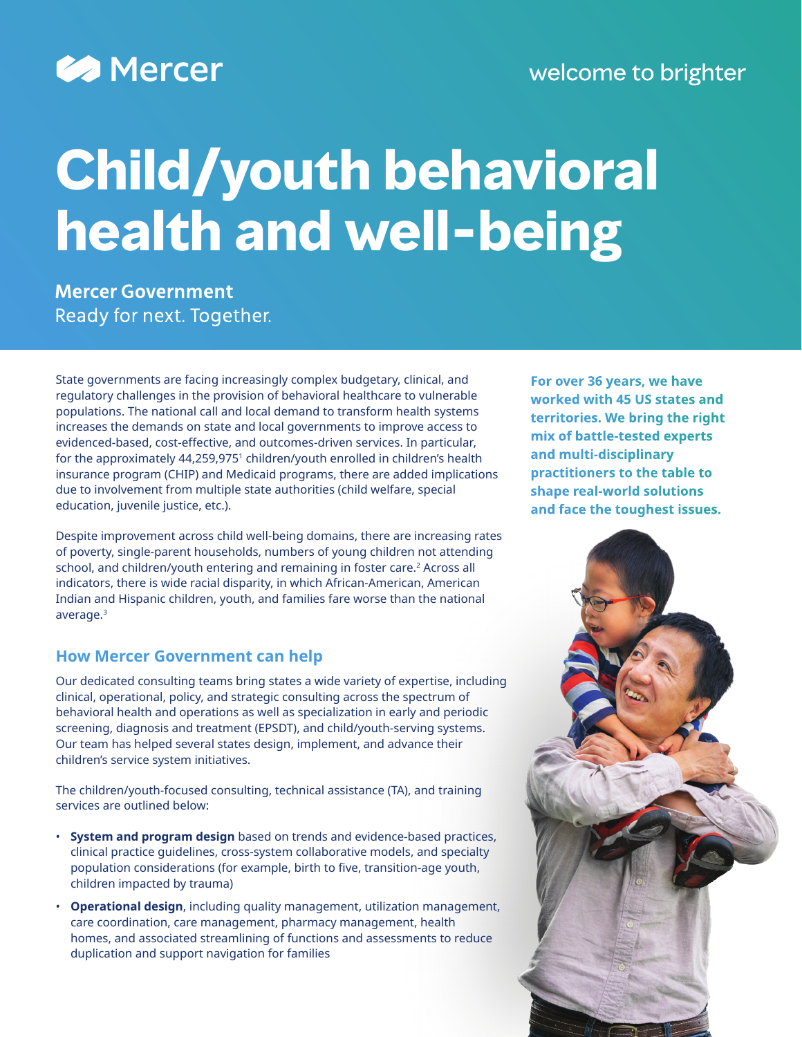Mercer

welcome to brighter

# Child/youth behavioral health and well-being

**Mercer Government**
Ready for next. Together.

State governments are facing increasingly complex budgetary, clinical, and regulatory challenges in the provision of behavioral healthcare to vulnerable populations. The national call and local demand to transform health systems increases the demands on state and local governments to improve access to evidenced-based, cost-effective, and outcomes-driven services. In particular, for the approximately 44,259,975[1] children/youth enrolled in children's health insurance program (CHIP) and Medicaid programs, there are added implications due to involvement from multiple state authorities (child welfare, special education, juvenile justice, etc.).

Despite improvement across child well-being domains, there are increasing rates of poverty, single-parent households, numbers of young children not attending school, and children/youth entering and remaining in foster care.[2] Across all indicators, there is wide racial disparity, in which African-American, American Indian and Hispanic children, youth, and families fare worse than the national average.[3]

**For over 36 years, we have worked with 45 US states and territories. We bring the right mix of battle-tested experts and multi-disciplinary practitioners to the table to shape real-world solutions and face the toughest issues.**

## How Mercer Government can help

Our dedicated consulting teams bring states a wide variety of expertise, including clinical, operational, policy, and strategic consulting across the spectrum of behavioral health and operations as well as specialization in early and periodic screening, diagnosis and treatment (EPSDT), and child/youth-serving systems. Our team has helped several states design, implement, and advance their children's service system initiatives.

The children/youth-focused consulting, technical assistance (TA), and training services are outlined below:

- **System and program design** based on trends and evidence-based practices, clinical practice guidelines, cross-system collaborative models, and specialty population considerations (for example, birth to five, transition-age youth, children impacted by trauma)
- **Operational design**, including quality management, utilization management, care coordination, care management, pharmacy management, health homes, and associated streamlining of functions and assessments to reduce duplication and support navigation for families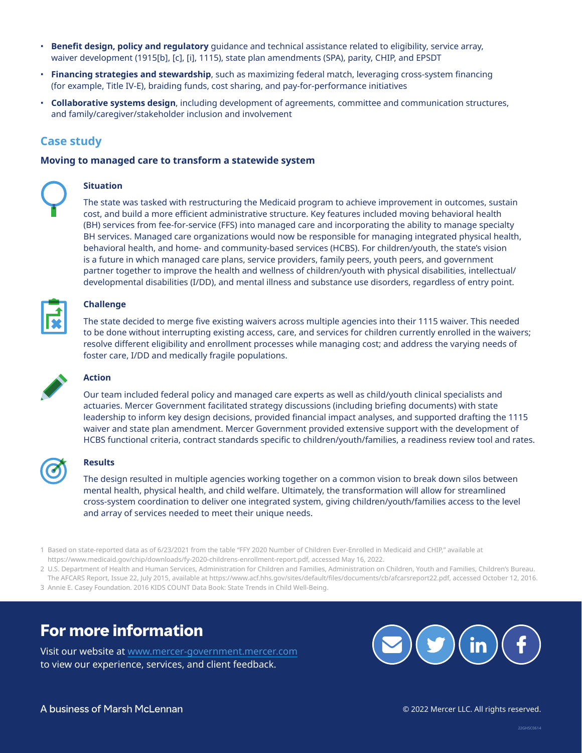- **Benefit design, policy and regulatory** guidance and technical assistance related to eligibility, service array, waiver development (1915[b], [c], [i], 1115), state plan amendments (SPA), parity, CHIP, and EPSDT
- **Financing strategies and stewardship**, such as maximizing federal match, leveraging cross-system financing (for example, Title IV-E), braiding funds, cost sharing, and pay-for-performance initiatives
- **Collaborative systems design**, including development of agreements, committee and communication structures, and family/caregiver/stakeholder inclusion and involvement

## Case study

### Moving to managed care to transform a statewide system

**Situation**

The state was tasked with restructuring the Medicaid program to achieve improvement in outcomes, sustain cost, and build a more efficient administrative structure. Key features included moving behavioral health (BH) services from fee-for-service (FFS) into managed care and incorporating the ability to manage specialty BH services. Managed care organizations would now be responsible for managing integrated physical health, behavioral health, and home- and community-based services (HCBS). For children/youth, the state's vision is a future in which managed care plans, service providers, family peers, youth peers, and government partner together to improve the health and wellness of children/youth with physical disabilities, intellectual/developmental disabilities (I/DD), and mental illness and substance use disorders, regardless of entry point.

**Challenge**

The state decided to merge five existing waivers across multiple agencies into their 1115 waiver. This needed to be done without interrupting existing access, care, and services for children currently enrolled in the waivers; resolve different eligibility and enrollment processes while managing cost; and address the varying needs of foster care, I/DD and medically fragile populations.

**Action**

Our team included federal policy and managed care experts as well as child/youth clinical specialists and actuaries. Mercer Government facilitated strategy discussions (including briefing documents) with state leadership to inform key design decisions, provided financial impact analyses, and supported drafting the 1115 waiver and state plan amendment. Mercer Government provided extensive support with the development of HCBS functional criteria, contract standards specific to children/youth/families, a readiness review tool and rates.

**Results**

The design resulted in multiple agencies working together on a common vision to break down silos between mental health, physical health, and child welfare. Ultimately, the transformation will allow for streamlined cross-system coordination to deliver one integrated system, giving children/youth/families access to the level and array of services needed to meet their unique needs.

1 Based on state-reported data as of 6/23/2021 from the table "FFY 2020 Number of Children Ever-Enrolled in Medicaid and CHIP," available at https://www.medicaid.gov/chip/downloads/fy-2020-childrens-enrollment-report.pdf, accessed May 16, 2022.

2 U.S. Department of Health and Human Services, Administration for Children and Families, Administration on Children, Youth and Families, Children's Bureau. The AFCARS Report, Issue 22, July 2015, available at https://www.acf.hhs.gov/sites/default/files/documents/cb/afcarsreport22.pdf, accessed October 12, 2016.

3 Annie E. Casey Foundation. 2016 KIDS COUNT Data Book: State Trends in Child Well-Being.

## For more information

Visit our website at [www.mercer-government.mercer.com](www.mercer-government.mercer.com) to view our experience, services, and client feedback.

A business of Marsh McLennan

© 2022 Mercer LLC. All rights reserved.

22GHSC0614